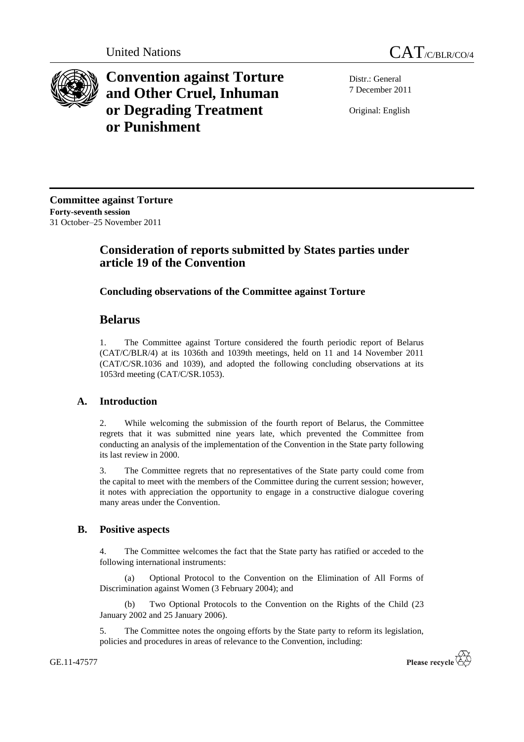United Nations

CAT/C/BLR/CO/4

# Convention against Torture and Other Cruel, Inhuman or Degrading Treatment or Punishment

Distr.: General
7 December 2011

Original: English

**Committee against Torture**
**Forty-seventh session**
31 October–25 November 2011

## Consideration of reports submitted by States parties under article 19 of the Convention

### Concluding observations of the Committee against Torture

## Belarus

1. The Committee against Torture considered the fourth periodic report of Belarus (CAT/C/BLR/4) at its 1036th and 1039th meetings, held on 11 and 14 November 2011 (CAT/C/SR.1036 and 1039), and adopted the following concluding observations at its 1053rd meeting (CAT/C/SR.1053).

### A. Introduction

2. While welcoming the submission of the fourth report of Belarus, the Committee regrets that it was submitted nine years late, which prevented the Committee from conducting an analysis of the implementation of the Convention in the State party following its last review in 2000.

3. The Committee regrets that no representatives of the State party could come from the capital to meet with the members of the Committee during the current session; however, it notes with appreciation the opportunity to engage in a constructive dialogue covering many areas under the Convention.

### B. Positive aspects

4. The Committee welcomes the fact that the State party has ratified or acceded to the following international instruments:

(a) Optional Protocol to the Convention on the Elimination of All Forms of Discrimination against Women (3 February 2004); and

(b) Two Optional Protocols to the Convention on the Rights of the Child (23 January 2002 and 25 January 2006).

5. The Committee notes the ongoing efforts by the State party to reform its legislation, policies and procedures in areas of relevance to the Convention, including:

GE.11-47577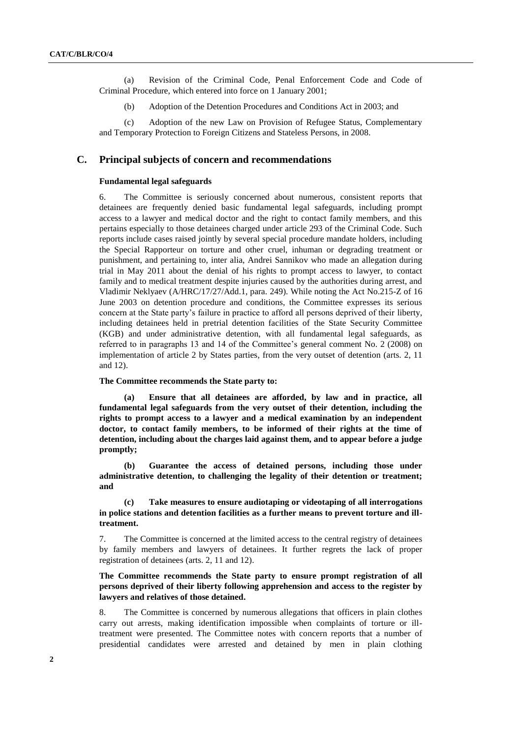(a) Revision of the Criminal Code, Penal Enforcement Code and Code of Criminal Procedure, which entered into force on 1 January 2001;

(b) Adoption of the Detention Procedures and Conditions Act in 2003; and

(c) Adoption of the new Law on Provision of Refugee Status, Complementary and Temporary Protection to Foreign Citizens and Stateless Persons, in 2008.

## C. Principal subjects of concern and recommendations

#### Fundamental legal safeguards

6. The Committee is seriously concerned about numerous, consistent reports that detainees are frequently denied basic fundamental legal safeguards, including prompt access to a lawyer and medical doctor and the right to contact family members, and this pertains especially to those detainees charged under article 293 of the Criminal Code. Such reports include cases raised jointly by several special procedure mandate holders, including the Special Rapporteur on torture and other cruel, inhuman or degrading treatment or punishment, and pertaining to, inter alia, Andrei Sannikov who made an allegation during trial in May 2011 about the denial of his rights to prompt access to lawyer, to contact family and to medical treatment despite injuries caused by the authorities during arrest, and Vladimir Neklyaev (A/HRC/17/27/Add.1, para. 249). While noting the Act No.215-Z of 16 June 2003 on detention procedure and conditions, the Committee expresses its serious concern at the State party's failure in practice to afford all persons deprived of their liberty, including detainees held in pretrial detention facilities of the State Security Committee (KGB) and under administrative detention, with all fundamental legal safeguards, as referred to in paragraphs 13 and 14 of the Committee's general comment No. 2 (2008) on implementation of article 2 by States parties, from the very outset of detention (arts. 2, 11 and 12).

**The Committee recommends the State party to:**

**(a) Ensure that all detainees are afforded, by law and in practice, all fundamental legal safeguards from the very outset of their detention, including the rights to prompt access to a lawyer and a medical examination by an independent doctor, to contact family members, to be informed of their rights at the time of detention, including about the charges laid against them, and to appear before a judge promptly;**

**(b) Guarantee the access of detained persons, including those under administrative detention, to challenging the legality of their detention or treatment; and**

**(c) Take measures to ensure audiotaping or videotaping of all interrogations in police stations and detention facilities as a further means to prevent torture and ill-treatment.**

7. The Committee is concerned at the limited access to the central registry of detainees by family members and lawyers of detainees. It further regrets the lack of proper registration of detainees (arts. 2, 11 and 12).

**The Committee recommends the State party to ensure prompt registration of all persons deprived of their liberty following apprehension and access to the register by lawyers and relatives of those detained.**

8. The Committee is concerned by numerous allegations that officers in plain clothes carry out arrests, making identification impossible when complaints of torture or ill-treatment were presented. The Committee notes with concern reports that a number of presidential candidates were arrested and detained by men in plain clothing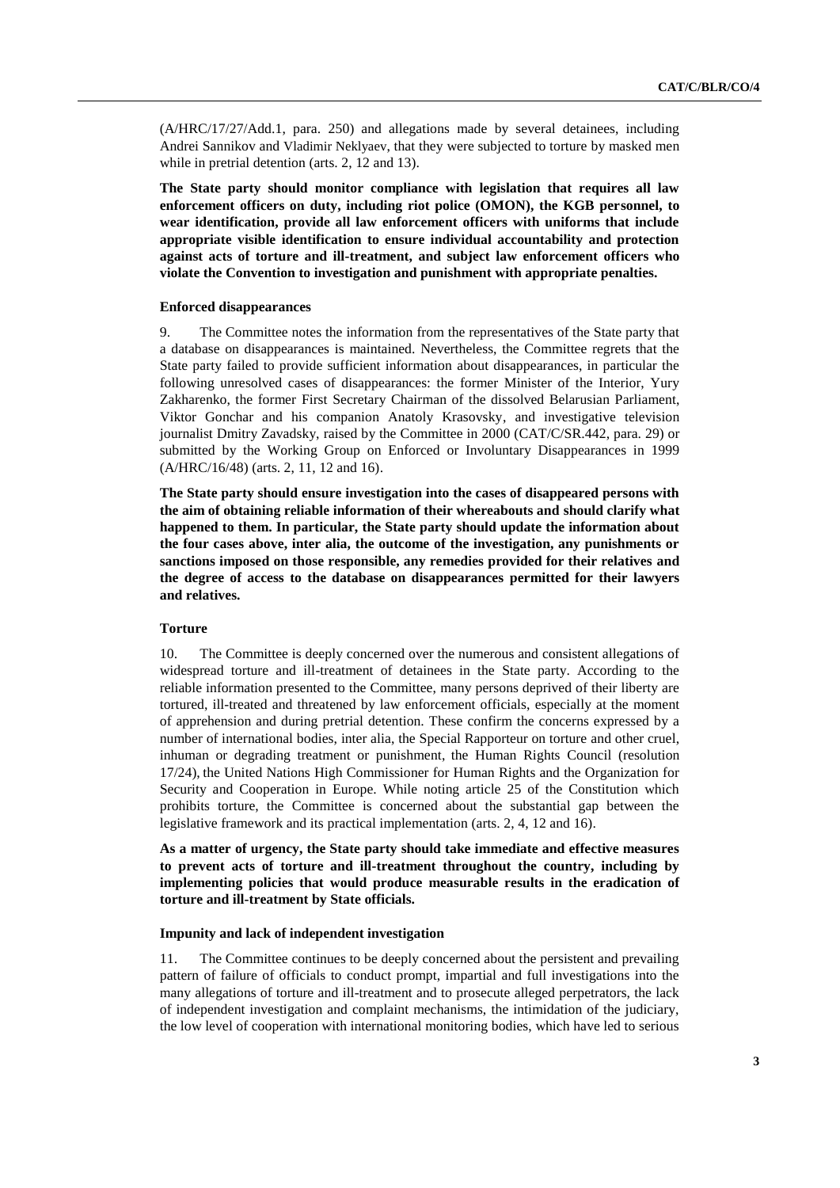(A/HRC/17/27/Add.1, para. 250) and allegations made by several detainees, including Andrei Sannikov and Vladimir Neklyaev, that they were subjected to torture by masked men while in pretrial detention (arts. 2, 12 and 13).

**The State party should monitor compliance with legislation that requires all law enforcement officers on duty, including riot police (OMON), the KGB personnel, to wear identification, provide all law enforcement officers with uniforms that include appropriate visible identification to ensure individual accountability and protection against acts of torture and ill-treatment, and subject law enforcement officers who violate the Convention to investigation and punishment with appropriate penalties.**

#### Enforced disappearances

9. The Committee notes the information from the representatives of the State party that a database on disappearances is maintained. Nevertheless, the Committee regrets that the State party failed to provide sufficient information about disappearances, in particular the following unresolved cases of disappearances: the former Minister of the Interior, Yury Zakharenko, the former First Secretary Chairman of the dissolved Belarusian Parliament, Viktor Gonchar and his companion Anatoly Krasovsky, and investigative television journalist Dmitry Zavadsky, raised by the Committee in 2000 (CAT/C/SR.442, para. 29) or submitted by the Working Group on Enforced or Involuntary Disappearances in 1999 (A/HRC/16/48) (arts. 2, 11, 12 and 16).

**The State party should ensure investigation into the cases of disappeared persons with the aim of obtaining reliable information of their whereabouts and should clarify what happened to them. In particular, the State party should update the information about the four cases above, inter alia, the outcome of the investigation, any punishments or sanctions imposed on those responsible, any remedies provided for their relatives and the degree of access to the database on disappearances permitted for their lawyers and relatives.**

#### Torture

10. The Committee is deeply concerned over the numerous and consistent allegations of widespread torture and ill-treatment of detainees in the State party. According to the reliable information presented to the Committee, many persons deprived of their liberty are tortured, ill-treated and threatened by law enforcement officials, especially at the moment of apprehension and during pretrial detention. These confirm the concerns expressed by a number of international bodies, inter alia, the Special Rapporteur on torture and other cruel, inhuman or degrading treatment or punishment, the Human Rights Council (resolution 17/24), the United Nations High Commissioner for Human Rights and the Organization for Security and Cooperation in Europe. While noting article 25 of the Constitution which prohibits torture, the Committee is concerned about the substantial gap between the legislative framework and its practical implementation (arts. 2, 4, 12 and 16).

**As a matter of urgency, the State party should take immediate and effective measures to prevent acts of torture and ill-treatment throughout the country, including by implementing policies that would produce measurable results in the eradication of torture and ill-treatment by State officials.**

#### Impunity and lack of independent investigation

11. The Committee continues to be deeply concerned about the persistent and prevailing pattern of failure of officials to conduct prompt, impartial and full investigations into the many allegations of torture and ill-treatment and to prosecute alleged perpetrators, the lack of independent investigation and complaint mechanisms, the intimidation of the judiciary, the low level of cooperation with international monitoring bodies, which have led to serious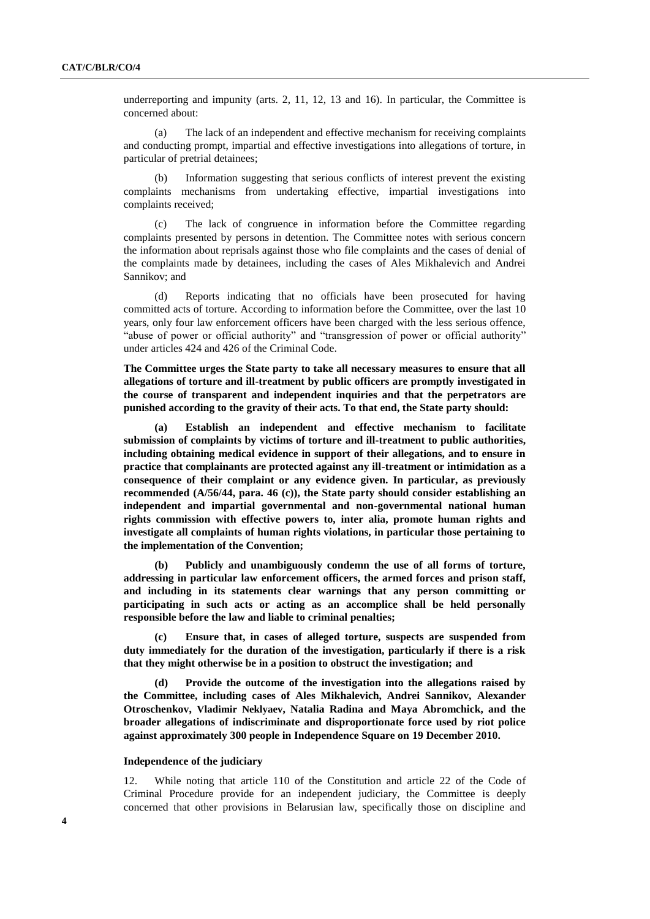underreporting and impunity (arts. 2, 11, 12, 13 and 16). In particular, the Committee is concerned about:

(a) The lack of an independent and effective mechanism for receiving complaints and conducting prompt, impartial and effective investigations into allegations of torture, in particular of pretrial detainees;

(b) Information suggesting that serious conflicts of interest prevent the existing complaints mechanisms from undertaking effective, impartial investigations into complaints received;

(c) The lack of congruence in information before the Committee regarding complaints presented by persons in detention. The Committee notes with serious concern the information about reprisals against those who file complaints and the cases of denial of the complaints made by detainees, including the cases of Ales Mikhalevich and Andrei Sannikov; and

(d) Reports indicating that no officials have been prosecuted for having committed acts of torture. According to information before the Committee, over the last 10 years, only four law enforcement officers have been charged with the less serious offence, "abuse of power or official authority" and "transgression of power or official authority" under articles 424 and 426 of the Criminal Code.

**The Committee urges the State party to take all necessary measures to ensure that all allegations of torture and ill-treatment by public officers are promptly investigated in the course of transparent and independent inquiries and that the perpetrators are punished according to the gravity of their acts. To that end, the State party should:**

**(a) Establish an independent and effective mechanism to facilitate submission of complaints by victims of torture and ill-treatment to public authorities, including obtaining medical evidence in support of their allegations, and to ensure in practice that complainants are protected against any ill-treatment or intimidation as a consequence of their complaint or any evidence given. In particular, as previously recommended (A/56/44, para. 46 (c)), the State party should consider establishing an independent and impartial governmental and non-governmental national human rights commission with effective powers to, inter alia, promote human rights and investigate all complaints of human rights violations, in particular those pertaining to the implementation of the Convention;**

**(b) Publicly and unambiguously condemn the use of all forms of torture, addressing in particular law enforcement officers, the armed forces and prison staff, and including in its statements clear warnings that any person committing or participating in such acts or acting as an accomplice shall be held personally responsible before the law and liable to criminal penalties;**

**(c) Ensure that, in cases of alleged torture, suspects are suspended from duty immediately for the duration of the investigation, particularly if there is a risk that they might otherwise be in a position to obstruct the investigation; and**

**(d) Provide the outcome of the investigation into the allegations raised by the Committee, including cases of Ales Mikhalevich, Andrei Sannikov, Alexander Otroschenkov, Vladimir Neklyaev, Natalia Radina and Maya Abromchick, and the broader allegations of indiscriminate and disproportionate force used by riot police against approximately 300 people in Independence Square on 19 December 2010.**

### Independence of the judiciary

12. While noting that article 110 of the Constitution and article 22 of the Code of Criminal Procedure provide for an independent judiciary, the Committee is deeply concerned that other provisions in Belarusian law, specifically those on discipline and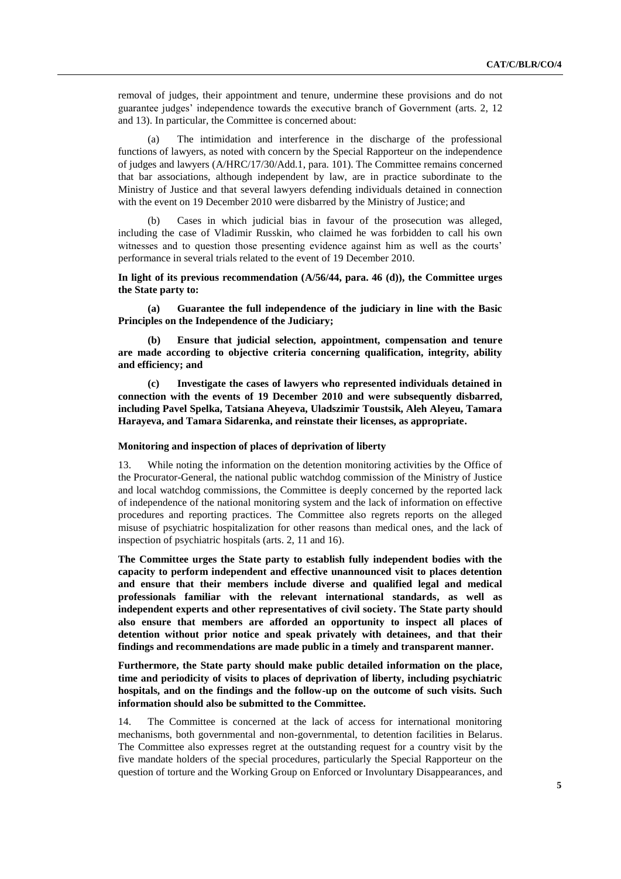removal of judges, their appointment and tenure, undermine these provisions and do not guarantee judges' independence towards the executive branch of Government (arts. 2, 12 and 13). In particular, the Committee is concerned about:

(a) The intimidation and interference in the discharge of the professional functions of lawyers, as noted with concern by the Special Rapporteur on the independence of judges and lawyers (A/HRC/17/30/Add.1, para. 101). The Committee remains concerned that bar associations, although independent by law, are in practice subordinate to the Ministry of Justice and that several lawyers defending individuals detained in connection with the event on 19 December 2010 were disbarred by the Ministry of Justice; and

(b) Cases in which judicial bias in favour of the prosecution was alleged, including the case of Vladimir Russkin, who claimed he was forbidden to call his own witnesses and to question those presenting evidence against him as well as the courts' performance in several trials related to the event of 19 December 2010.

**In light of its previous recommendation (A/56/44, para. 46 (d)), the Committee urges the State party to:**

**(a) Guarantee the full independence of the judiciary in line with the Basic Principles on the Independence of the Judiciary;**

**(b) Ensure that judicial selection, appointment, compensation and tenure are made according to objective criteria concerning qualification, integrity, ability and efficiency; and**

**(c) Investigate the cases of lawyers who represented individuals detained in connection with the events of 19 December 2010 and were subsequently disbarred, including Pavel Spelka, Tatsiana Aheyeva, Uladszimir Toustsik, Aleh Aleyeu, Tamara Harayeva, and Tamara Sidarenka, and reinstate their licenses, as appropriate.**

### Monitoring and inspection of places of deprivation of liberty

13. While noting the information on the detention monitoring activities by the Office of the Procurator-General, the national public watchdog commission of the Ministry of Justice and local watchdog commissions, the Committee is deeply concerned by the reported lack of independence of the national monitoring system and the lack of information on effective procedures and reporting practices. The Committee also regrets reports on the alleged misuse of psychiatric hospitalization for other reasons than medical ones, and the lack of inspection of psychiatric hospitals (arts. 2, 11 and 16).

**The Committee urges the State party to establish fully independent bodies with the capacity to perform independent and effective unannounced visit to places detention and ensure that their members include diverse and qualified legal and medical professionals familiar with the relevant international standards, as well as independent experts and other representatives of civil society. The State party should also ensure that members are afforded an opportunity to inspect all places of detention without prior notice and speak privately with detainees, and that their findings and recommendations are made public in a timely and transparent manner.**

**Furthermore, the State party should make public detailed information on the place, time and periodicity of visits to places of deprivation of liberty, including psychiatric hospitals, and on the findings and the follow-up on the outcome of such visits. Such information should also be submitted to the Committee.**

14. The Committee is concerned at the lack of access for international monitoring mechanisms, both governmental and non-governmental, to detention facilities in Belarus. The Committee also expresses regret at the outstanding request for a country visit by the five mandate holders of the special procedures, particularly the Special Rapporteur on the question of torture and the Working Group on Enforced or Involuntary Disappearances, and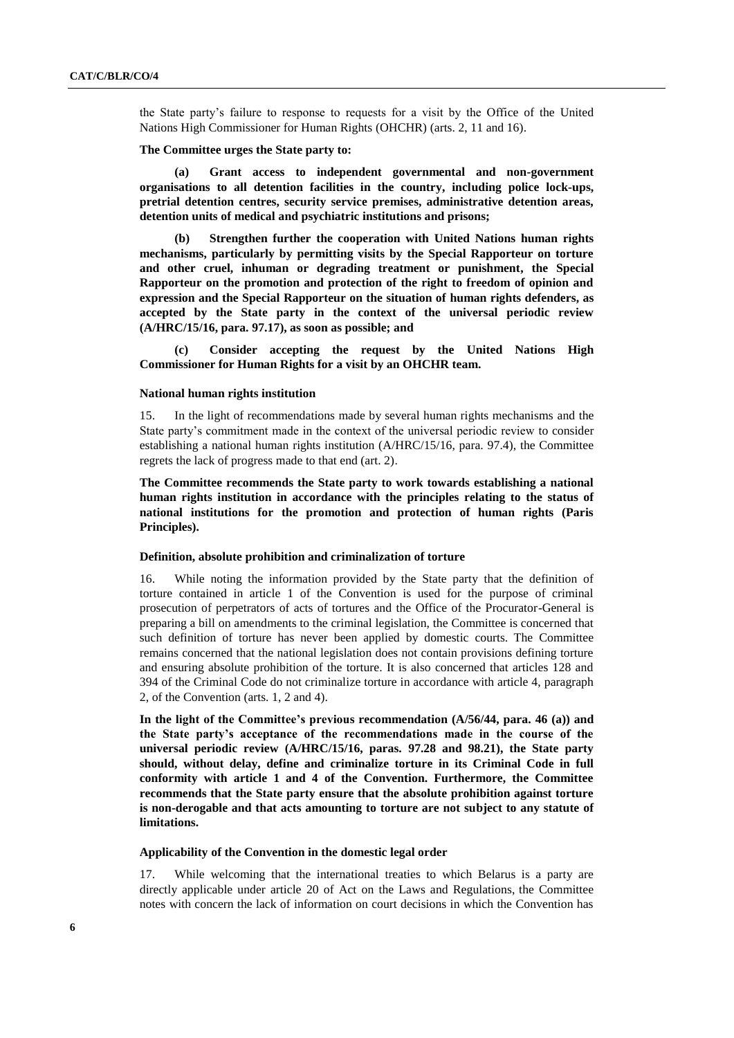the State party's failure to response to requests for a visit by the Office of the United Nations High Commissioner for Human Rights (OHCHR) (arts. 2, 11 and 16).

**The Committee urges the State party to:**

**(a) Grant access to independent governmental and non-government organisations to all detention facilities in the country, including police lock-ups, pretrial detention centres, security service premises, administrative detention areas, detention units of medical and psychiatric institutions and prisons;**

**(b) Strengthen further the cooperation with United Nations human rights mechanisms, particularly by permitting visits by the Special Rapporteur on torture and other cruel, inhuman or degrading treatment or punishment, the Special Rapporteur on the promotion and protection of the right to freedom of opinion and expression and the Special Rapporteur on the situation of human rights defenders, as accepted by the State party in the context of the universal periodic review (A/HRC/15/16, para. 97.17), as soon as possible; and**

**(c) Consider accepting the request by the United Nations High Commissioner for Human Rights for a visit by an OHCHR team.**

#### National human rights institution

15. In the light of recommendations made by several human rights mechanisms and the State party's commitment made in the context of the universal periodic review to consider establishing a national human rights institution (A/HRC/15/16, para. 97.4), the Committee regrets the lack of progress made to that end (art. 2).

**The Committee recommends the State party to work towards establishing a national human rights institution in accordance with the principles relating to the status of national institutions for the promotion and protection of human rights (Paris Principles).**

#### Definition, absolute prohibition and criminalization of torture

16. While noting the information provided by the State party that the definition of torture contained in article 1 of the Convention is used for the purpose of criminal prosecution of perpetrators of acts of tortures and the Office of the Procurator-General is preparing a bill on amendments to the criminal legislation, the Committee is concerned that such definition of torture has never been applied by domestic courts. The Committee remains concerned that the national legislation does not contain provisions defining torture and ensuring absolute prohibition of the torture. It is also concerned that articles 128 and 394 of the Criminal Code do not criminalize torture in accordance with article 4, paragraph 2, of the Convention (arts. 1, 2 and 4).

**In the light of the Committee's previous recommendation (A/56/44, para. 46 (a)) and the State party's acceptance of the recommendations made in the course of the universal periodic review (A/HRC/15/16, paras. 97.28 and 98.21), the State party should, without delay, define and criminalize torture in its Criminal Code in full conformity with article 1 and 4 of the Convention. Furthermore, the Committee recommends that the State party ensure that the absolute prohibition against torture is non-derogable and that acts amounting to torture are not subject to any statute of limitations.**

#### Applicability of the Convention in the domestic legal order

17. While welcoming that the international treaties to which Belarus is a party are directly applicable under article 20 of Act on the Laws and Regulations, the Committee notes with concern the lack of information on court decisions in which the Convention has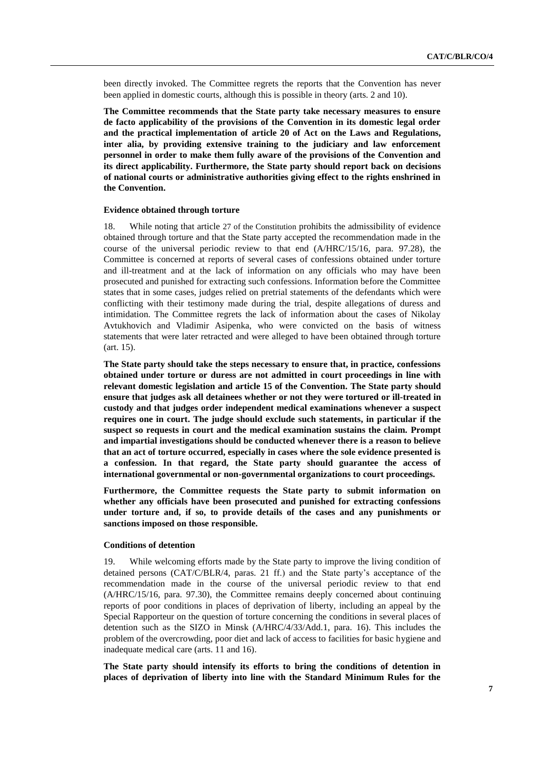been directly invoked. The Committee regrets the reports that the Convention has never been applied in domestic courts, although this is possible in theory (arts. 2 and 10).

**The Committee recommends that the State party take necessary measures to ensure de facto applicability of the provisions of the Convention in its domestic legal order and the practical implementation of article 20 of Act on the Laws and Regulations, inter alia, by providing extensive training to the judiciary and law enforcement personnel in order to make them fully aware of the provisions of the Convention and its direct applicability. Furthermore, the State party should report back on decisions of national courts or administrative authorities giving effect to the rights enshrined in the Convention.**

#### Evidence obtained through torture

18. While noting that article 27 of the Constitution prohibits the admissibility of evidence obtained through torture and that the State party accepted the recommendation made in the course of the universal periodic review to that end (A/HRC/15/16, para. 97.28), the Committee is concerned at reports of several cases of confessions obtained under torture and ill-treatment and at the lack of information on any officials who may have been prosecuted and punished for extracting such confessions. Information before the Committee states that in some cases, judges relied on pretrial statements of the defendants which were conflicting with their testimony made during the trial, despite allegations of duress and intimidation. The Committee regrets the lack of information about the cases of Nikolay Avtukhovich and Vladimir Asipenka, who were convicted on the basis of witness statements that were later retracted and were alleged to have been obtained through torture (art. 15).

**The State party should take the steps necessary to ensure that, in practice, confessions obtained under torture or duress are not admitted in court proceedings in line with relevant domestic legislation and article 15 of the Convention. The State party should ensure that judges ask all detainees whether or not they were tortured or ill-treated in custody and that judges order independent medical examinations whenever a suspect requires one in court. The judge should exclude such statements, in particular if the suspect so requests in court and the medical examination sustains the claim. Prompt and impartial investigations should be conducted whenever there is a reason to believe that an act of torture occurred, especially in cases where the sole evidence presented is a confession. In that regard, the State party should guarantee the access of international governmental or non-governmental organizations to court proceedings.**

**Furthermore, the Committee requests the State party to submit information on whether any officials have been prosecuted and punished for extracting confessions under torture and, if so, to provide details of the cases and any punishments or sanctions imposed on those responsible.**

#### Conditions of detention

19. While welcoming efforts made by the State party to improve the living condition of detained persons (CAT/C/BLR/4, paras. 21 ff.) and the State party's acceptance of the recommendation made in the course of the universal periodic review to that end (A/HRC/15/16, para. 97.30), the Committee remains deeply concerned about continuing reports of poor conditions in places of deprivation of liberty, including an appeal by the Special Rapporteur on the question of torture concerning the conditions in several places of detention such as the SIZO in Minsk (A/HRC/4/33/Add.1, para. 16). This includes the problem of the overcrowding, poor diet and lack of access to facilities for basic hygiene and inadequate medical care (arts. 11 and 16).

**The State party should intensify its efforts to bring the conditions of detention in places of deprivation of liberty into line with the Standard Minimum Rules for the**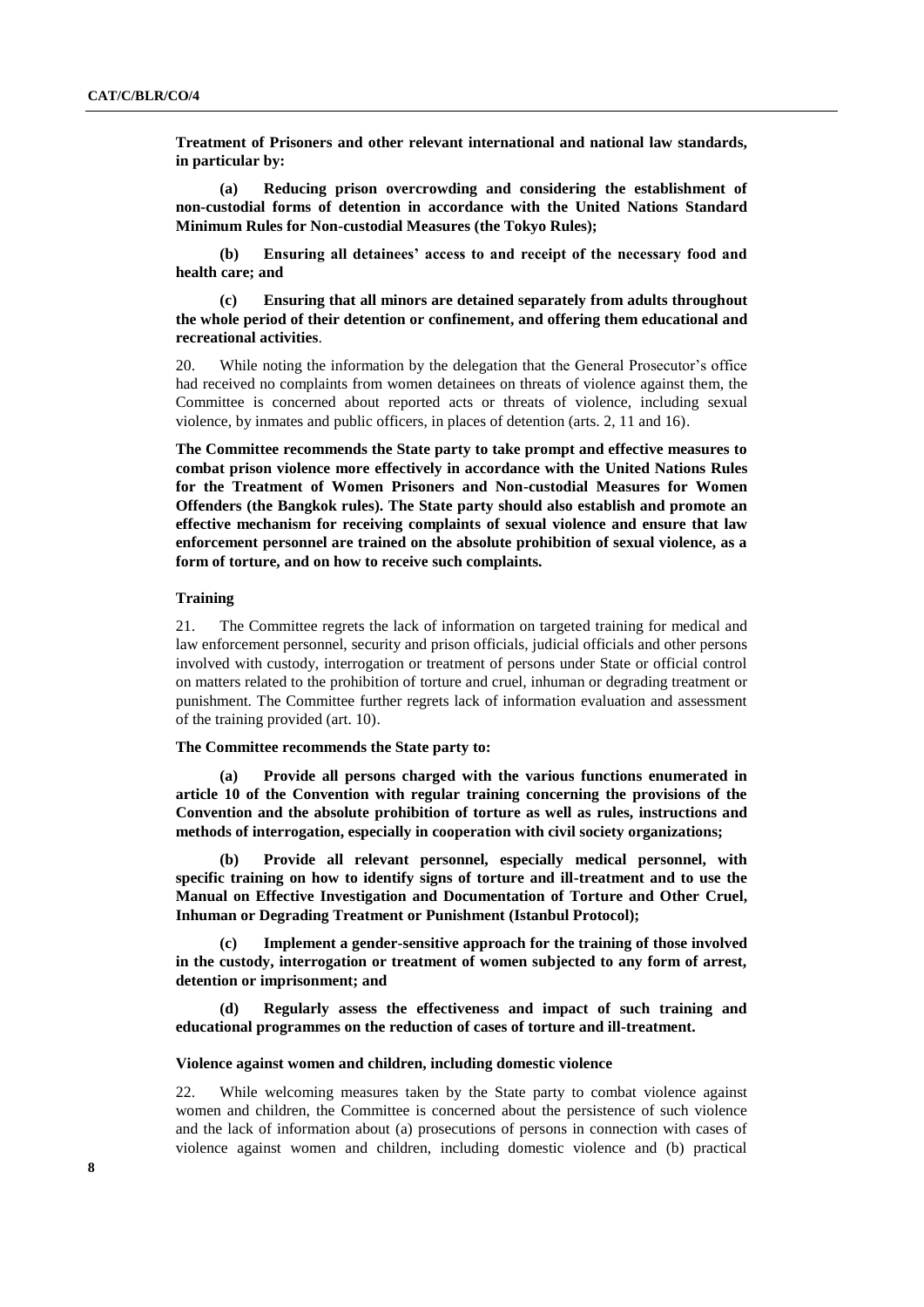**Treatment of Prisoners and other relevant international and national law standards, in particular by:**

**(a) Reducing prison overcrowding and considering the establishment of non-custodial forms of detention in accordance with the United Nations Standard Minimum Rules for Non-custodial Measures (the Tokyo Rules);**

**(b) Ensuring all detainees' access to and receipt of the necessary food and health care; and**

**(c) Ensuring that all minors are detained separately from adults throughout the whole period of their detention or confinement, and offering them educational and recreational activities**.

20. While noting the information by the delegation that the General Prosecutor's office had received no complaints from women detainees on threats of violence against them, the Committee is concerned about reported acts or threats of violence, including sexual violence, by inmates and public officers, in places of detention (arts. 2, 11 and 16).

**The Committee recommends the State party to take prompt and effective measures to combat prison violence more effectively in accordance with the United Nations Rules for the Treatment of Women Prisoners and Non-custodial Measures for Women Offenders (the Bangkok rules). The State party should also establish and promote an effective mechanism for receiving complaints of sexual violence and ensure that law enforcement personnel are trained on the absolute prohibition of sexual violence, as a form of torture, and on how to receive such complaints.**

#### Training

21. The Committee regrets the lack of information on targeted training for medical and law enforcement personnel, security and prison officials, judicial officials and other persons involved with custody, interrogation or treatment of persons under State or official control on matters related to the prohibition of torture and cruel, inhuman or degrading treatment or punishment. The Committee further regrets lack of information evaluation and assessment of the training provided (art. 10).

**The Committee recommends the State party to:**

**(a) Provide all persons charged with the various functions enumerated in article 10 of the Convention with regular training concerning the provisions of the Convention and the absolute prohibition of torture as well as rules, instructions and methods of interrogation, especially in cooperation with civil society organizations;**

**(b) Provide all relevant personnel, especially medical personnel, with specific training on how to identify signs of torture and ill-treatment and to use the Manual on Effective Investigation and Documentation of Torture and Other Cruel, Inhuman or Degrading Treatment or Punishment (Istanbul Protocol);**

**(c) Implement a gender-sensitive approach for the training of those involved in the custody, interrogation or treatment of women subjected to any form of arrest, detention or imprisonment; and**

**(d) Regularly assess the effectiveness and impact of such training and educational programmes on the reduction of cases of torture and ill-treatment.**

#### Violence against women and children, including domestic violence

22. While welcoming measures taken by the State party to combat violence against women and children, the Committee is concerned about the persistence of such violence and the lack of information about (a) prosecutions of persons in connection with cases of violence against women and children, including domestic violence and (b) practical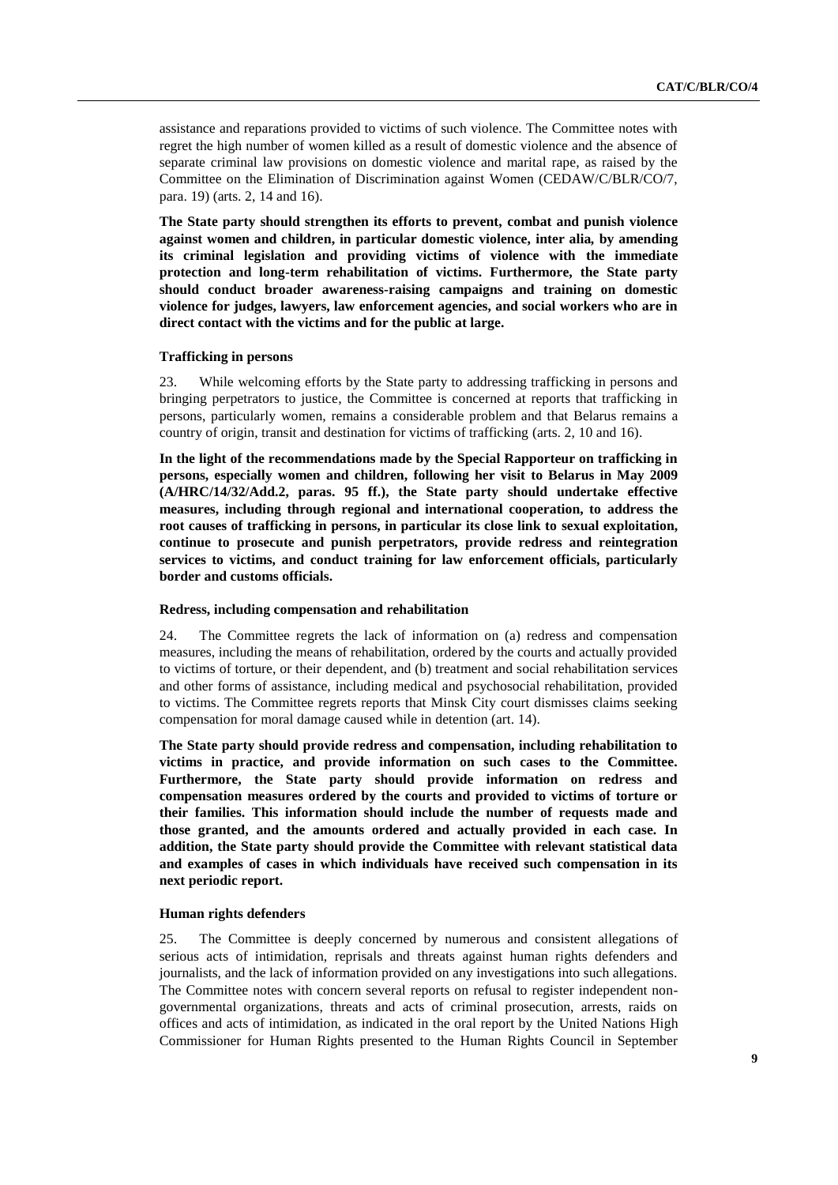assistance and reparations provided to victims of such violence. The Committee notes with regret the high number of women killed as a result of domestic violence and the absence of separate criminal law provisions on domestic violence and marital rape, as raised by the Committee on the Elimination of Discrimination against Women (CEDAW/C/BLR/CO/7, para. 19) (arts. 2, 14 and 16).

**The State party should strengthen its efforts to prevent, combat and punish violence against women and children, in particular domestic violence, inter alia, by amending its criminal legislation and providing victims of violence with the immediate protection and long-term rehabilitation of victims. Furthermore, the State party should conduct broader awareness-raising campaigns and training on domestic violence for judges, lawyers, law enforcement agencies, and social workers who are in direct contact with the victims and for the public at large.**

### Trafficking in persons

23. While welcoming efforts by the State party to addressing trafficking in persons and bringing perpetrators to justice, the Committee is concerned at reports that trafficking in persons, particularly women, remains a considerable problem and that Belarus remains a country of origin, transit and destination for victims of trafficking (arts. 2, 10 and 16).

**In the light of the recommendations made by the Special Rapporteur on trafficking in persons, especially women and children, following her visit to Belarus in May 2009 (A/HRC/14/32/Add.2, paras. 95 ff.), the State party should undertake effective measures, including through regional and international cooperation, to address the root causes of trafficking in persons, in particular its close link to sexual exploitation, continue to prosecute and punish perpetrators, provide redress and reintegration services to victims, and conduct training for law enforcement officials, particularly border and customs officials.**

### Redress, including compensation and rehabilitation

24. The Committee regrets the lack of information on (a) redress and compensation measures, including the means of rehabilitation, ordered by the courts and actually provided to victims of torture, or their dependent, and (b) treatment and social rehabilitation services and other forms of assistance, including medical and psychosocial rehabilitation, provided to victims. The Committee regrets reports that Minsk City court dismisses claims seeking compensation for moral damage caused while in detention (art. 14).

**The State party should provide redress and compensation, including rehabilitation to victims in practice, and provide information on such cases to the Committee. Furthermore, the State party should provide information on redress and compensation measures ordered by the courts and provided to victims of torture or their families. This information should include the number of requests made and those granted, and the amounts ordered and actually provided in each case. In addition, the State party should provide the Committee with relevant statistical data and examples of cases in which individuals have received such compensation in its next periodic report.**

### Human rights defenders

25. The Committee is deeply concerned by numerous and consistent allegations of serious acts of intimidation, reprisals and threats against human rights defenders and journalists, and the lack of information provided on any investigations into such allegations. The Committee notes with concern several reports on refusal to register independent non-governmental organizations, threats and acts of criminal prosecution, arrests, raids on offices and acts of intimidation, as indicated in the oral report by the United Nations High Commissioner for Human Rights presented to the Human Rights Council in September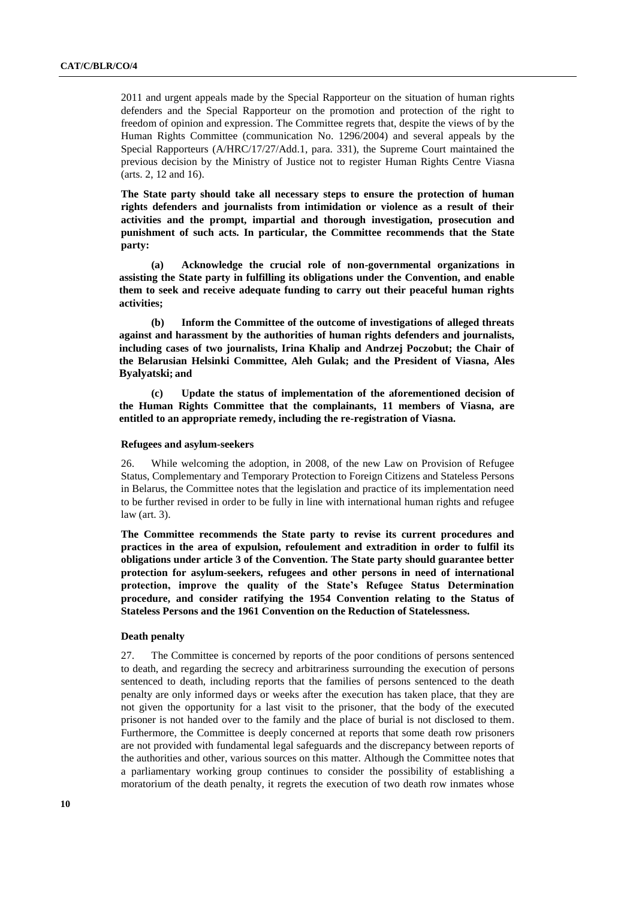2011 and urgent appeals made by the Special Rapporteur on the situation of human rights defenders and the Special Rapporteur on the promotion and protection of the right to freedom of opinion and expression. The Committee regrets that, despite the views of by the Human Rights Committee (communication No. 1296/2004) and several appeals by the Special Rapporteurs (A/HRC/17/27/Add.1, para. 331), the Supreme Court maintained the previous decision by the Ministry of Justice not to register Human Rights Centre Viasna (arts. 2, 12 and 16).

**The State party should take all necessary steps to ensure the protection of human rights defenders and journalists from intimidation or violence as a result of their activities and the prompt, impartial and thorough investigation, prosecution and punishment of such acts. In particular, the Committee recommends that the State party:**

**(a) Acknowledge the crucial role of non-governmental organizations in assisting the State party in fulfilling its obligations under the Convention, and enable them to seek and receive adequate funding to carry out their peaceful human rights activities;**

**(b) Inform the Committee of the outcome of investigations of alleged threats against and harassment by the authorities of human rights defenders and journalists, including cases of two journalists, Irina Khalip and Andrzej Poczobut; the Chair of the Belarusian Helsinki Committee, Aleh Gulak; and the President of Viasna, Ales Byalyatski; and**

**(c) Update the status of implementation of the aforementioned decision of the Human Rights Committee that the complainants, 11 members of Viasna, are entitled to an appropriate remedy, including the re-registration of Viasna.**

#### Refugees and asylum-seekers

26. While welcoming the adoption, in 2008, of the new Law on Provision of Refugee Status, Complementary and Temporary Protection to Foreign Citizens and Stateless Persons in Belarus, the Committee notes that the legislation and practice of its implementation need to be further revised in order to be fully in line with international human rights and refugee law (art. 3).

**The Committee recommends the State party to revise its current procedures and practices in the area of expulsion, refoulement and extradition in order to fulfil its obligations under article 3 of the Convention. The State party should guarantee better protection for asylum-seekers, refugees and other persons in need of international protection, improve the quality of the State's Refugee Status Determination procedure, and consider ratifying the 1954 Convention relating to the Status of Stateless Persons and the 1961 Convention on the Reduction of Statelessness.**

#### Death penalty

27. The Committee is concerned by reports of the poor conditions of persons sentenced to death, and regarding the secrecy and arbitrariness surrounding the execution of persons sentenced to death, including reports that the families of persons sentenced to the death penalty are only informed days or weeks after the execution has taken place, that they are not given the opportunity for a last visit to the prisoner, that the body of the executed prisoner is not handed over to the family and the place of burial is not disclosed to them. Furthermore, the Committee is deeply concerned at reports that some death row prisoners are not provided with fundamental legal safeguards and the discrepancy between reports of the authorities and other, various sources on this matter. Although the Committee notes that a parliamentary working group continues to consider the possibility of establishing a moratorium of the death penalty, it regrets the execution of two death row inmates whose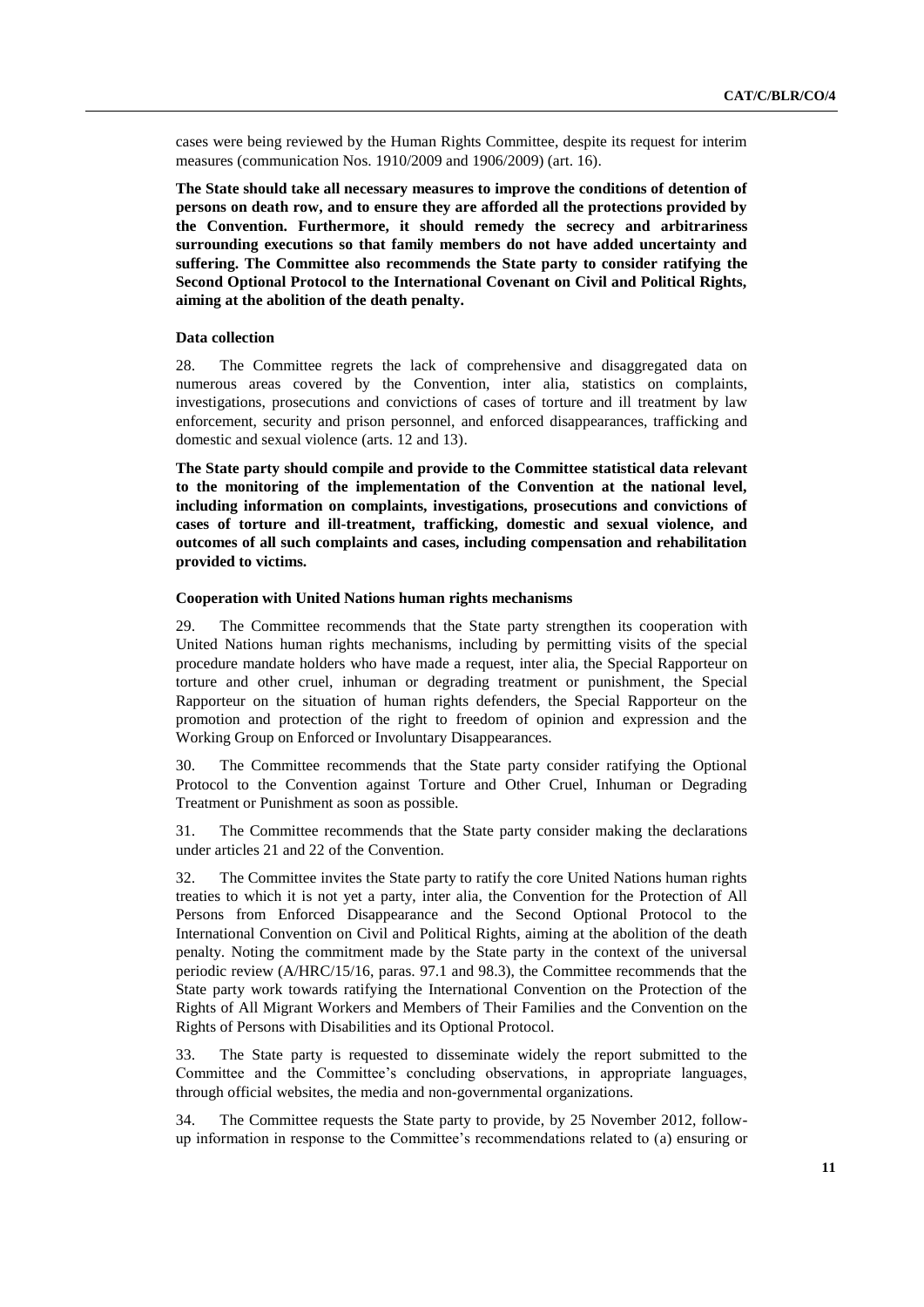cases were being reviewed by the Human Rights Committee, despite its request for interim measures (communication Nos. 1910/2009 and 1906/2009) (art. 16).

**The State should take all necessary measures to improve the conditions of detention of persons on death row, and to ensure they are afforded all the protections provided by the Convention. Furthermore, it should remedy the secrecy and arbitrariness surrounding executions so that family members do not have added uncertainty and suffering. The Committee also recommends the State party to consider ratifying the Second Optional Protocol to the International Covenant on Civil and Political Rights, aiming at the abolition of the death penalty.**

### Data collection

28. The Committee regrets the lack of comprehensive and disaggregated data on numerous areas covered by the Convention, inter alia, statistics on complaints, investigations, prosecutions and convictions of cases of torture and ill treatment by law enforcement, security and prison personnel, and enforced disappearances, trafficking and domestic and sexual violence (arts. 12 and 13).

**The State party should compile and provide to the Committee statistical data relevant to the monitoring of the implementation of the Convention at the national level, including information on complaints, investigations, prosecutions and convictions of cases of torture and ill-treatment, trafficking, domestic and sexual violence, and outcomes of all such complaints and cases, including compensation and rehabilitation provided to victims.**

### Cooperation with United Nations human rights mechanisms

29. The Committee recommends that the State party strengthen its cooperation with United Nations human rights mechanisms, including by permitting visits of the special procedure mandate holders who have made a request, inter alia, the Special Rapporteur on torture and other cruel, inhuman or degrading treatment or punishment, the Special Rapporteur on the situation of human rights defenders, the Special Rapporteur on the promotion and protection of the right to freedom of opinion and expression and the Working Group on Enforced or Involuntary Disappearances.

30. The Committee recommends that the State party consider ratifying the Optional Protocol to the Convention against Torture and Other Cruel, Inhuman or Degrading Treatment or Punishment as soon as possible.

31. The Committee recommends that the State party consider making the declarations under articles 21 and 22 of the Convention.

32. The Committee invites the State party to ratify the core United Nations human rights treaties to which it is not yet a party, inter alia, the Convention for the Protection of All Persons from Enforced Disappearance and the Second Optional Protocol to the International Convention on Civil and Political Rights, aiming at the abolition of the death penalty. Noting the commitment made by the State party in the context of the universal periodic review (A/HRC/15/16, paras. 97.1 and 98.3), the Committee recommends that the State party work towards ratifying the International Convention on the Protection of the Rights of All Migrant Workers and Members of Their Families and the Convention on the Rights of Persons with Disabilities and its Optional Protocol.

33. The State party is requested to disseminate widely the report submitted to the Committee and the Committee's concluding observations, in appropriate languages, through official websites, the media and non-governmental organizations.

34. The Committee requests the State party to provide, by 25 November 2012, follow-up information in response to the Committee's recommendations related to (a) ensuring or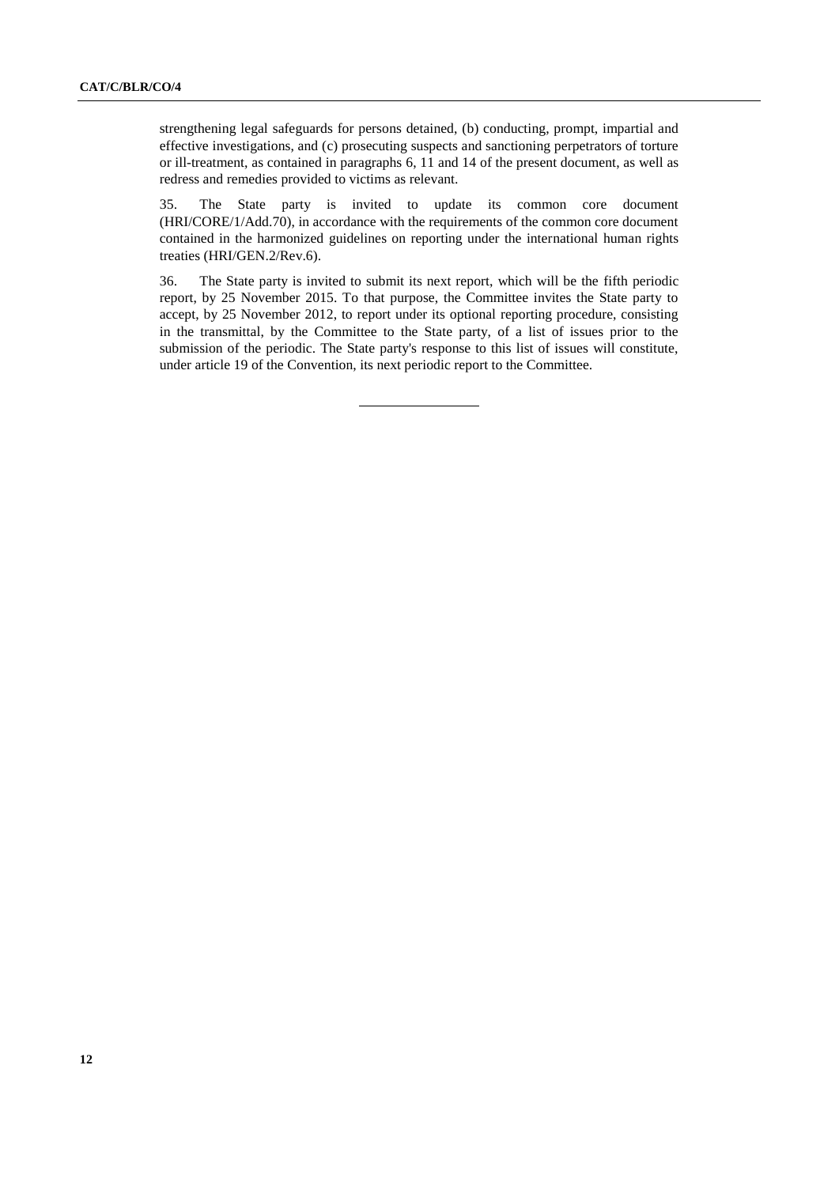strengthening legal safeguards for persons detained, (b) conducting, prompt, impartial and effective investigations, and (c) prosecuting suspects and sanctioning perpetrators of torture or ill-treatment, as contained in paragraphs 6, 11 and 14 of the present document, as well as redress and remedies provided to victims as relevant.

35. The State party is invited to update its common core document (HRI/CORE/1/Add.70), in accordance with the requirements of the common core document contained in the harmonized guidelines on reporting under the international human rights treaties (HRI/GEN.2/Rev.6).

36. The State party is invited to submit its next report, which will be the fifth periodic report, by 25 November 2015. To that purpose, the Committee invites the State party to accept, by 25 November 2012, to report under its optional reporting procedure, consisting in the transmittal, by the Committee to the State party, of a list of issues prior to the submission of the periodic. The State party's response to this list of issues will constitute, under article 19 of the Convention, its next periodic report to the Committee.